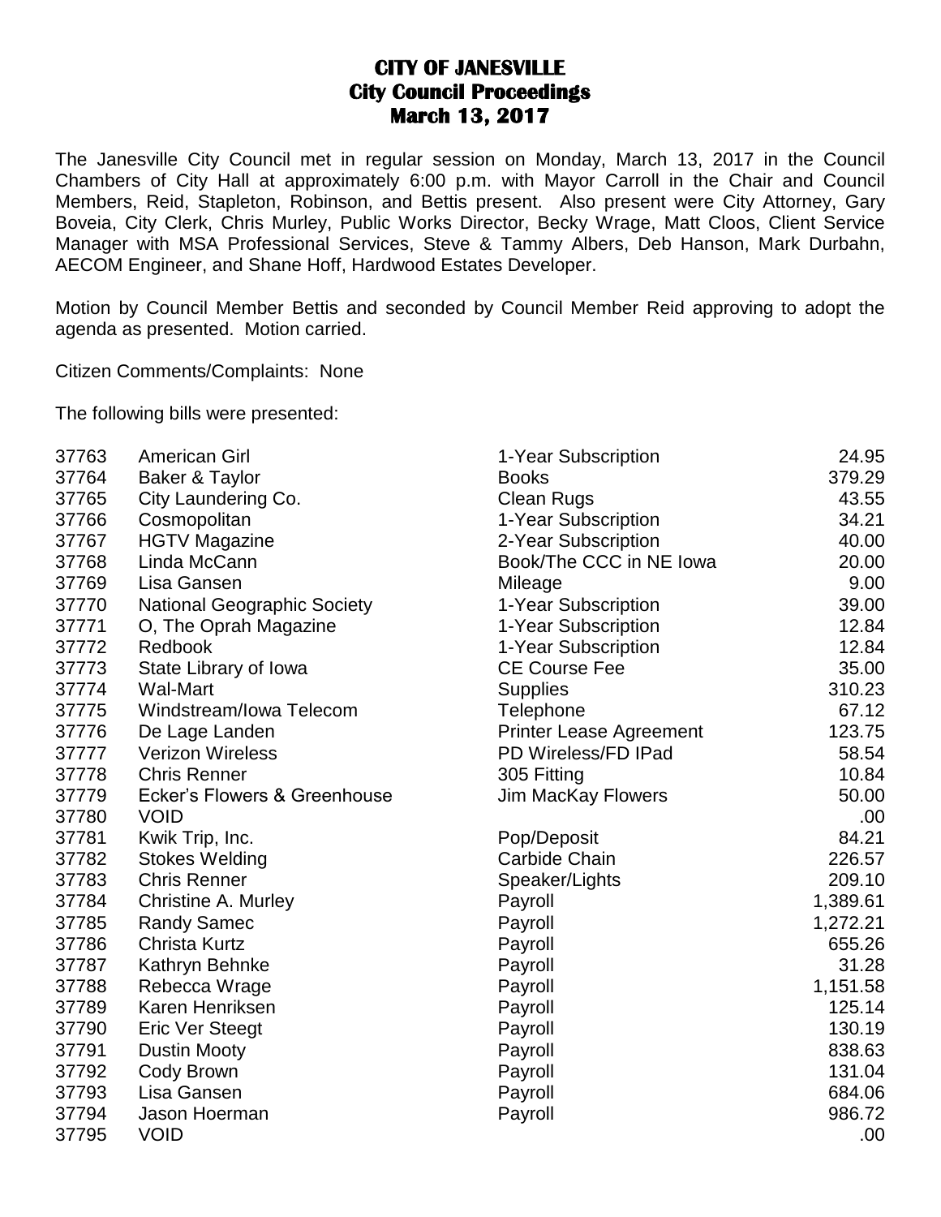# CITY OF JANESVILLE
## City Council Proceedings
## March 13, 2017

The Janesville City Council met in regular session on Monday, March 13, 2017 in the Council Chambers of City Hall at approximately 6:00 p.m. with Mayor Carroll in the Chair and Council Members, Reid, Stapleton, Robinson, and Bettis present. Also present were City Attorney, Gary Boveia, City Clerk, Chris Murley, Public Works Director, Becky Wrage, Matt Cloos, Client Service Manager with MSA Professional Services, Steve & Tammy Albers, Deb Hanson, Mark Durbahn, AECOM Engineer, and Shane Hoff, Hardwood Estates Developer.

Motion by Council Member Bettis and seconded by Council Member Reid approving to adopt the agenda as presented. Motion carried.

Citizen Comments/Complaints: None

The following bills were presented:

| | | | |
|---|---|---|---|
| 37763 | American Girl | 1-Year Subscription | 24.95 |
| 37764 | Baker & Taylor | Books | 379.29 |
| 37765 | City Laundering Co. | Clean Rugs | 43.55 |
| 37766 | Cosmopolitan | 1-Year Subscription | 34.21 |
| 37767 | HGTV Magazine | 2-Year Subscription | 40.00 |
| 37768 | Linda McCann | Book/The CCC in NE Iowa | 20.00 |
| 37769 | Lisa Gansen | Mileage | 9.00 |
| 37770 | National Geographic Society | 1-Year Subscription | 39.00 |
| 37771 | O, The Oprah Magazine | 1-Year Subscription | 12.84 |
| 37772 | Redbook | 1-Year Subscription | 12.84 |
| 37773 | State Library of Iowa | CE Course Fee | 35.00 |
| 37774 | Wal-Mart | Supplies | 310.23 |
| 37775 | Windstream/Iowa Telecom | Telephone | 67.12 |
| 37776 | De Lage Landen | Printer Lease Agreement | 123.75 |
| 37777 | Verizon Wireless | PD Wireless/FD IPad | 58.54 |
| 37778 | Chris Renner | 305 Fitting | 10.84 |
| 37779 | Ecker's Flowers & Greenhouse | Jim MacKay Flowers | 50.00 |
| 37780 | VOID | | .00 |
| 37781 | Kwik Trip, Inc. | Pop/Deposit | 84.21 |
| 37782 | Stokes Welding | Carbide Chain | 226.57 |
| 37783 | Chris Renner | Speaker/Lights | 209.10 |
| 37784 | Christine A. Murley | Payroll | 1,389.61 |
| 37785 | Randy Samec | Payroll | 1,272.21 |
| 37786 | Christa Kurtz | Payroll | 655.26 |
| 37787 | Kathryn Behnke | Payroll | 31.28 |
| 37788 | Rebecca Wrage | Payroll | 1,151.58 |
| 37789 | Karen Henriksen | Payroll | 125.14 |
| 37790 | Eric Ver Steegt | Payroll | 130.19 |
| 37791 | Dustin Mooty | Payroll | 838.63 |
| 37792 | Cody Brown | Payroll | 131.04 |
| 37793 | Lisa Gansen | Payroll | 684.06 |
| 37794 | Jason Hoerman | Payroll | 986.72 |
| 37795 | VOID | | .00 |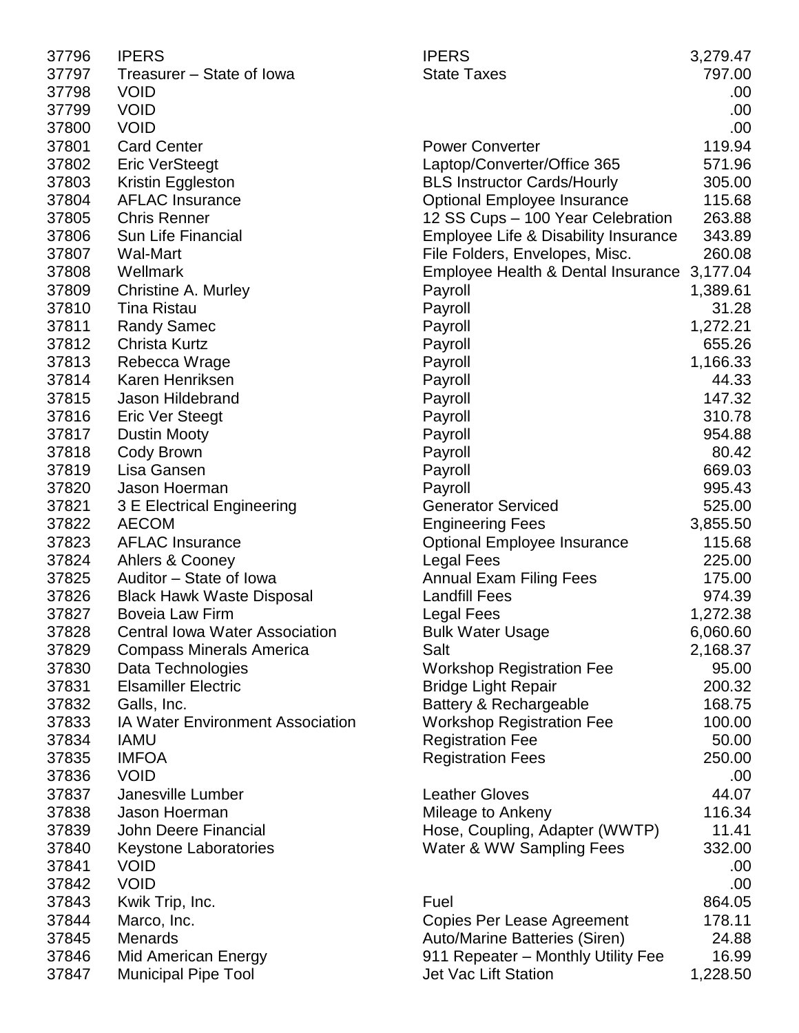| | | | |
|---|---|---|---|
| 37796 | IPERS | IPERS | 3,279.47 |
| 37797 | Treasurer – State of Iowa | State Taxes | 797.00 |
| 37798 | VOID | | .00 |
| 37799 | VOID | | .00 |
| 37800 | VOID | | .00 |
| 37801 | Card Center | Power Converter | 119.94 |
| 37802 | Eric VerSteegt | Laptop/Converter/Office 365 | 571.96 |
| 37803 | Kristin Eggleston | BLS Instructor Cards/Hourly | 305.00 |
| 37804 | AFLAC Insurance | Optional Employee Insurance | 115.68 |
| 37805 | Chris Renner | 12 SS Cups – 100 Year Celebration | 263.88 |
| 37806 | Sun Life Financial | Employee Life & Disability Insurance | 343.89 |
| 37807 | Wal-Mart | File Folders, Envelopes, Misc. | 260.08 |
| 37808 | Wellmark | Employee Health & Dental Insurance | 3,177.04 |
| 37809 | Christine A. Murley | Payroll | 1,389.61 |
| 37810 | Tina Ristau | Payroll | 31.28 |
| 37811 | Randy Samec | Payroll | 1,272.21 |
| 37812 | Christa Kurtz | Payroll | 655.26 |
| 37813 | Rebecca Wrage | Payroll | 1,166.33 |
| 37814 | Karen Henriksen | Payroll | 44.33 |
| 37815 | Jason Hildebrand | Payroll | 147.32 |
| 37816 | Eric Ver Steegt | Payroll | 310.78 |
| 37817 | Dustin Mooty | Payroll | 954.88 |
| 37818 | Cody Brown | Payroll | 80.42 |
| 37819 | Lisa Gansen | Payroll | 669.03 |
| 37820 | Jason Hoerman | Payroll | 995.43 |
| 37821 | 3 E Electrical Engineering | Generator Serviced | 525.00 |
| 37822 | AECOM | Engineering Fees | 3,855.50 |
| 37823 | AFLAC Insurance | Optional Employee Insurance | 115.68 |
| 37824 | Ahlers & Cooney | Legal Fees | 225.00 |
| 37825 | Auditor – State of Iowa | Annual Exam Filing Fees | 175.00 |
| 37826 | Black Hawk Waste Disposal | Landfill Fees | 974.39 |
| 37827 | Boveia Law Firm | Legal Fees | 1,272.38 |
| 37828 | Central Iowa Water Association | Bulk Water Usage | 6,060.60 |
| 37829 | Compass Minerals America | Salt | 2,168.37 |
| 37830 | Data Technologies | Workshop Registration Fee | 95.00 |
| 37831 | Elsamiller Electric | Bridge Light Repair | 200.32 |
| 37832 | Galls, Inc. | Battery & Rechargeable | 168.75 |
| 37833 | IA Water Environment Association | Workshop Registration Fee | 100.00 |
| 37834 | IAMU | Registration Fee | 50.00 |
| 37835 | IMFOA | Registration Fees | 250.00 |
| 37836 | VOID | | .00 |
| 37837 | Janesville Lumber | Leather Gloves | 44.07 |
| 37838 | Jason Hoerman | Mileage to Ankeny | 116.34 |
| 37839 | John Deere Financial | Hose, Coupling, Adapter (WWTP) | 11.41 |
| 37840 | Keystone Laboratories | Water & WW Sampling Fees | 332.00 |
| 37841 | VOID | | .00 |
| 37842 | VOID | | .00 |
| 37843 | Kwik Trip, Inc. | Fuel | 864.05 |
| 37844 | Marco, Inc. | Copies Per Lease Agreement | 178.11 |
| 37845 | Menards | Auto/Marine Batteries (Siren) | 24.88 |
| 37846 | Mid American Energy | 911 Repeater – Monthly Utility Fee | 16.99 |
| 37847 | Municipal Pipe Tool | Jet Vac Lift Station | 1,228.50 |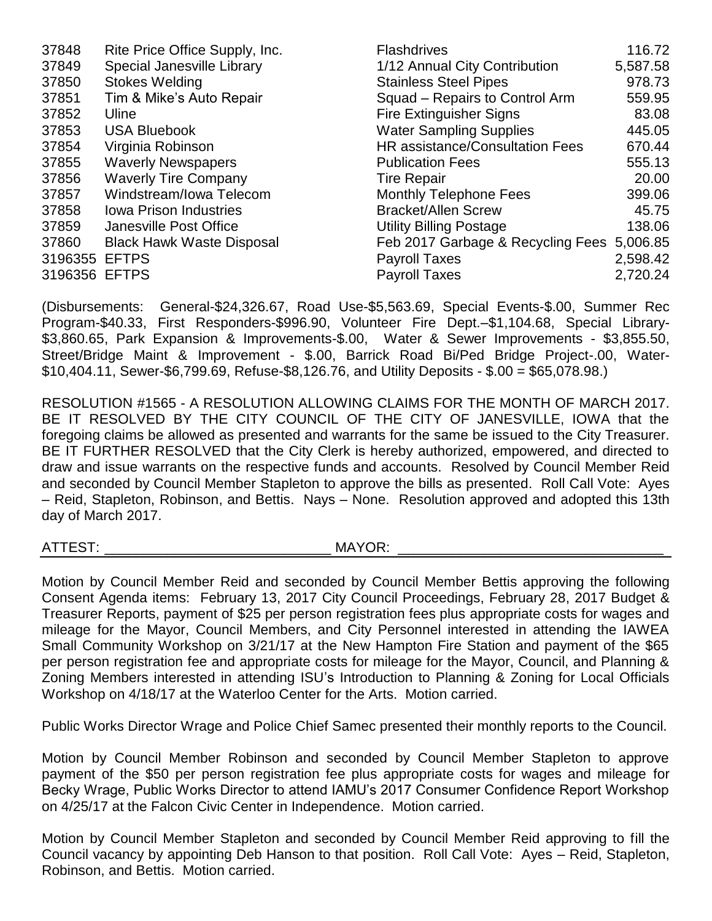| | | | |
|---|---|---|---|
| 37848 | Rite Price Office Supply, Inc. | Flashdrives | 116.72 |
| 37849 | Special Janesville Library | 1/12 Annual City Contribution | 5,587.58 |
| 37850 | Stokes Welding | Stainless Steel Pipes | 978.73 |
| 37851 | Tim & Mike's Auto Repair | Squad – Repairs to Control Arm | 559.95 |
| 37852 | Uline | Fire Extinguisher Signs | 83.08 |
| 37853 | USA Bluebook | Water Sampling Supplies | 445.05 |
| 37854 | Virginia Robinson | HR assistance/Consultation Fees | 670.44 |
| 37855 | Waverly Newspapers | Publication Fees | 555.13 |
| 37856 | Waverly Tire Company | Tire Repair | 20.00 |
| 37857 | Windstream/Iowa Telecom | Monthly Telephone Fees | 399.06 |
| 37858 | Iowa Prison Industries | Bracket/Allen Screw | 45.75 |
| 37859 | Janesville Post Office | Utility Billing Postage | 138.06 |
| 37860 | Black Hawk Waste Disposal | Feb 2017 Garbage & Recycling Fees | 5,006.85 |
| 3196355 | EFTPS | Payroll Taxes | 2,598.42 |
| 3196356 | EFTPS | Payroll Taxes | 2,720.24 |

(Disbursements: General-$24,326.67, Road Use-$5,563.69, Special Events-$.00, Summer Rec Program-$40.33, First Responders-$996.90, Volunteer Fire Dept.–$1,104.68, Special Library-$3,860.65, Park Expansion & Improvements-$.00, Water & Sewer Improvements - $3,855.50, Street/Bridge Maint & Improvement - $.00, Barrick Road Bi/Ped Bridge Project-.00, Water-$10,404.11, Sewer-$6,799.69, Refuse-$8,126.76, and Utility Deposits - $.00 = $65,078.98.)

RESOLUTION #1565 - A RESOLUTION ALLOWING CLAIMS FOR THE MONTH OF MARCH 2017. BE IT RESOLVED BY THE CITY COUNCIL OF THE CITY OF JANESVILLE, IOWA that the foregoing claims be allowed as presented and warrants for the same be issued to the City Treasurer. BE IT FURTHER RESOLVED that the City Clerk is hereby authorized, empowered, and directed to draw and issue warrants on the respective funds and accounts. Resolved by Council Member Reid and seconded by Council Member Stapleton to approve the bills as presented. Roll Call Vote: Ayes – Reid, Stapleton, Robinson, and Bettis. Nays – None. Resolution approved and adopted this 13th day of March 2017.

ATTEST: _____________________________ MAYOR: __________________________________

Motion by Council Member Reid and seconded by Council Member Bettis approving the following Consent Agenda items: February 13, 2017 City Council Proceedings, February 28, 2017 Budget & Treasurer Reports, payment of $25 per person registration fees plus appropriate costs for wages and mileage for the Mayor, Council Members, and City Personnel interested in attending the IAWEA Small Community Workshop on 3/21/17 at the New Hampton Fire Station and payment of the $65 per person registration fee and appropriate costs for mileage for the Mayor, Council, and Planning & Zoning Members interested in attending ISU's Introduction to Planning & Zoning for Local Officials Workshop on 4/18/17 at the Waterloo Center for the Arts. Motion carried.

Public Works Director Wrage and Police Chief Samec presented their monthly reports to the Council.

Motion by Council Member Robinson and seconded by Council Member Stapleton to approve payment of the $50 per person registration fee plus appropriate costs for wages and mileage for Becky Wrage, Public Works Director to attend IAMU's 2017 Consumer Confidence Report Workshop on 4/25/17 at the Falcon Civic Center in Independence. Motion carried.

Motion by Council Member Stapleton and seconded by Council Member Reid approving to fill the Council vacancy by appointing Deb Hanson to that position. Roll Call Vote: Ayes – Reid, Stapleton, Robinson, and Bettis. Motion carried.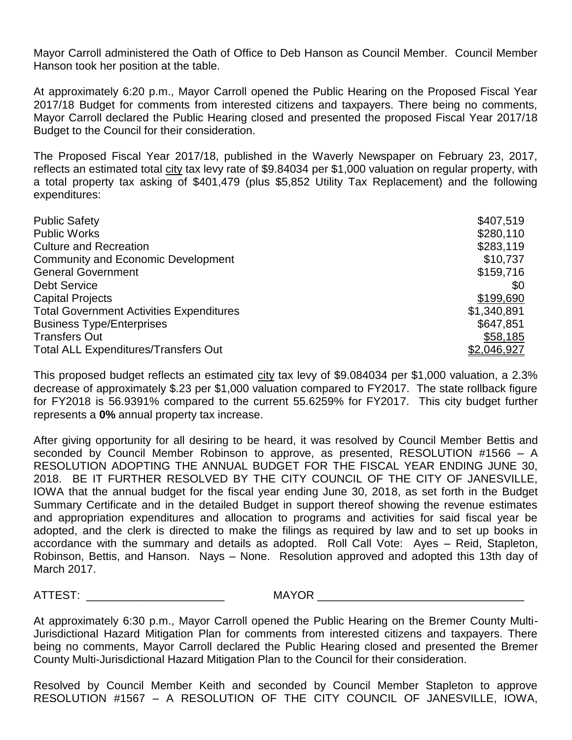Mayor Carroll administered the Oath of Office to Deb Hanson as Council Member. Council Member Hanson took her position at the table.

At approximately 6:20 p.m., Mayor Carroll opened the Public Hearing on the Proposed Fiscal Year 2017/18 Budget for comments from interested citizens and taxpayers. There being no comments, Mayor Carroll declared the Public Hearing closed and presented the proposed Fiscal Year 2017/18 Budget to the Council for their consideration.

The Proposed Fiscal Year 2017/18, published in the Waverly Newspaper on February 23, 2017, reflects an estimated total city tax levy rate of $9.84034 per $1,000 valuation on regular property, with a total property tax asking of $401,479 (plus $5,852 Utility Tax Replacement) and the following expenditures:

| | |
|---|---|
| Public Safety | $407,519 |
| Public Works | $280,110 |
| Culture and Recreation | $283,119 |
| Community and Economic Development | $10,737 |
| General Government | $159,716 |
| Debt Service | $0 |
| Capital Projects | $199,690 |
| Total Government Activities Expenditures | $1,340,891 |
| Business Type/Enterprises | $647,851 |
| Transfers Out | $58,185 |
| Total ALL Expenditures/Transfers Out | $2,046,927 |

This proposed budget reflects an estimated city tax levy of $9.084034 per $1,000 valuation, a 2.3% decrease of approximately $.23 per $1,000 valuation compared to FY2017. The state rollback figure for FY2018 is 56.9391% compared to the current 55.6259% for FY2017. This city budget further represents a **0%** annual property tax increase.

After giving opportunity for all desiring to be heard, it was resolved by Council Member Bettis and seconded by Council Member Robinson to approve, as presented, RESOLUTION #1566 – A RESOLUTION ADOPTING THE ANNUAL BUDGET FOR THE FISCAL YEAR ENDING JUNE 30, 2018. BE IT FURTHER RESOLVED BY THE CITY COUNCIL OF THE CITY OF JANESVILLE, IOWA that the annual budget for the fiscal year ending June 30, 2018, as set forth in the Budget Summary Certificate and in the detailed Budget in support thereof showing the revenue estimates and appropriation expenditures and allocation to programs and activities for said fiscal year be adopted, and the clerk is directed to make the filings as required by law and to set up books in accordance with the summary and details as adopted. Roll Call Vote: Ayes – Reid, Stapleton, Robinson, Bettis, and Hanson. Nays – None. Resolution approved and adopted this 13th day of March 2017.

ATTEST: ______________________ MAYOR _________________________________

At approximately 6:30 p.m., Mayor Carroll opened the Public Hearing on the Bremer County Multi-Jurisdictional Hazard Mitigation Plan for comments from interested citizens and taxpayers. There being no comments, Mayor Carroll declared the Public Hearing closed and presented the Bremer County Multi-Jurisdictional Hazard Mitigation Plan to the Council for their consideration.

Resolved by Council Member Keith and seconded by Council Member Stapleton to approve RESOLUTION #1567 – A RESOLUTION OF THE CITY COUNCIL OF JANESVILLE, IOWA,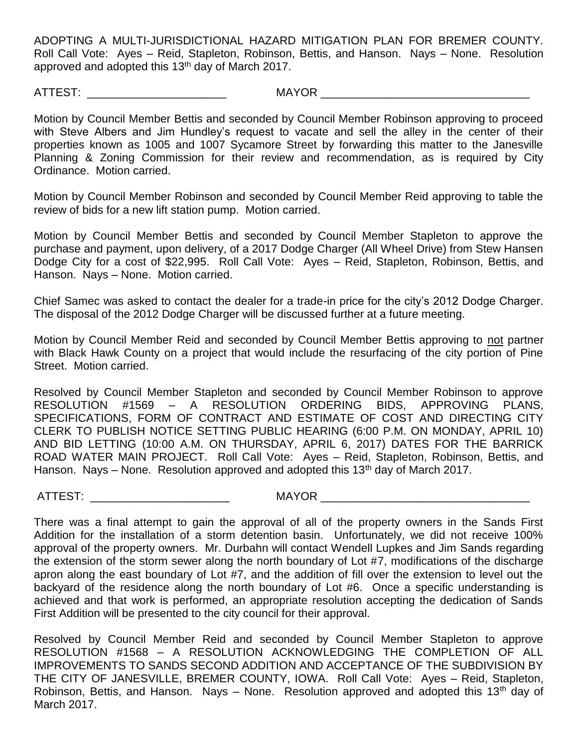ADOPTING A MULTI-JURISDICTIONAL HAZARD MITIGATION PLAN FOR BREMER COUNTY. Roll Call Vote: Ayes – Reid, Stapleton, Robinson, Bettis, and Hanson. Nays – None. Resolution approved and adopted this 13th day of March 2017.

ATTEST: ______________________ MAYOR _________________________________

Motion by Council Member Bettis and seconded by Council Member Robinson approving to proceed with Steve Albers and Jim Hundley's request to vacate and sell the alley in the center of their properties known as 1005 and 1007 Sycamore Street by forwarding this matter to the Janesville Planning & Zoning Commission for their review and recommendation, as is required by City Ordinance. Motion carried.

Motion by Council Member Robinson and seconded by Council Member Reid approving to table the review of bids for a new lift station pump. Motion carried.

Motion by Council Member Bettis and seconded by Council Member Stapleton to approve the purchase and payment, upon delivery, of a 2017 Dodge Charger (All Wheel Drive) from Stew Hansen Dodge City for a cost of $22,995. Roll Call Vote: Ayes – Reid, Stapleton, Robinson, Bettis, and Hanson. Nays – None. Motion carried.

Chief Samec was asked to contact the dealer for a trade-in price for the city's 2012 Dodge Charger. The disposal of the 2012 Dodge Charger will be discussed further at a future meeting.

Motion by Council Member Reid and seconded by Council Member Bettis approving to <u>not</u> partner with Black Hawk County on a project that would include the resurfacing of the city portion of Pine Street. Motion carried.

Resolved by Council Member Stapleton and seconded by Council Member Robinson to approve RESOLUTION #1569 – A RESOLUTION ORDERING BIDS, APPROVING PLANS, SPECIFICATIONS, FORM OF CONTRACT AND ESTIMATE OF COST AND DIRECTING CITY CLERK TO PUBLISH NOTICE SETTING PUBLIC HEARING (6:00 P.M. ON MONDAY, APRIL 10) AND BID LETTING (10:00 A.M. ON THURSDAY, APRIL 6, 2017) DATES FOR THE BARRICK ROAD WATER MAIN PROJECT. Roll Call Vote: Ayes – Reid, Stapleton, Robinson, Bettis, and Hanson. Nays – None. Resolution approved and adopted this 13th day of March 2017.

ATTEST: ______________________ MAYOR _________________________________

There was a final attempt to gain the approval of all of the property owners in the Sands First Addition for the installation of a storm detention basin. Unfortunately, we did not receive 100% approval of the property owners. Mr. Durbahn will contact Wendell Lupkes and Jim Sands regarding the extension of the storm sewer along the north boundary of Lot #7, modifications of the discharge apron along the east boundary of Lot #7, and the addition of fill over the extension to level out the backyard of the residence along the north boundary of Lot #6. Once a specific understanding is achieved and that work is performed, an appropriate resolution accepting the dedication of Sands First Addition will be presented to the city council for their approval.

Resolved by Council Member Reid and seconded by Council Member Stapleton to approve RESOLUTION #1568 – A RESOLUTION ACKNOWLEDGING THE COMPLETION OF ALL IMPROVEMENTS TO SANDS SECOND ADDITION AND ACCEPTANCE OF THE SUBDIVISION BY THE CITY OF JANESVILLE, BREMER COUNTY, IOWA. Roll Call Vote: Ayes – Reid, Stapleton, Robinson, Bettis, and Hanson. Nays – None. Resolution approved and adopted this 13th day of March 2017.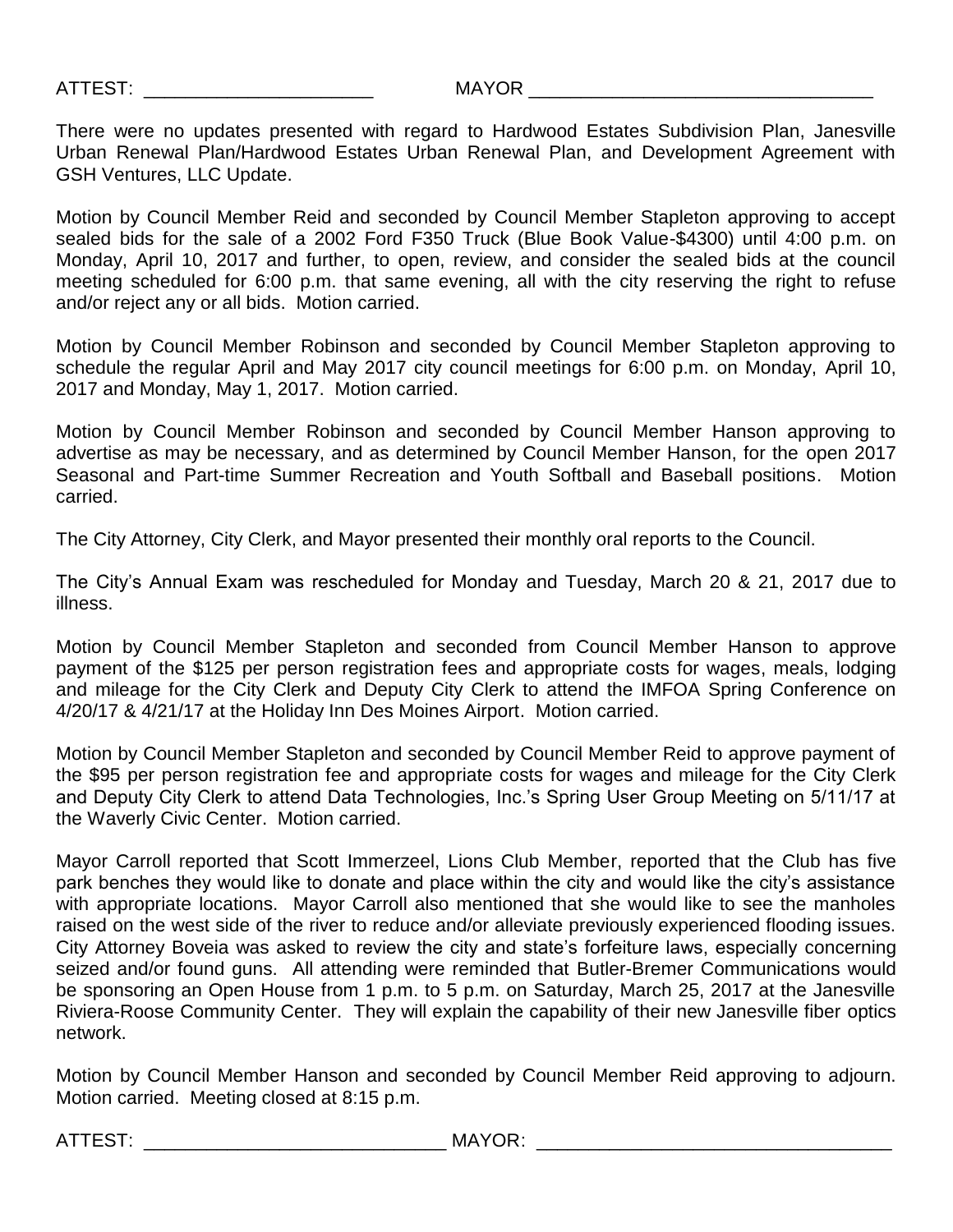ATTEST: ______________________ MAYOR _________________________________

There were no updates presented with regard to Hardwood Estates Subdivision Plan, Janesville Urban Renewal Plan/Hardwood Estates Urban Renewal Plan, and Development Agreement with GSH Ventures, LLC Update.

Motion by Council Member Reid and seconded by Council Member Stapleton approving to accept sealed bids for the sale of a 2002 Ford F350 Truck (Blue Book Value-$4300) until 4:00 p.m. on Monday, April 10, 2017 and further, to open, review, and consider the sealed bids at the council meeting scheduled for 6:00 p.m. that same evening, all with the city reserving the right to refuse and/or reject any or all bids. Motion carried.

Motion by Council Member Robinson and seconded by Council Member Stapleton approving to schedule the regular April and May 2017 city council meetings for 6:00 p.m. on Monday, April 10, 2017 and Monday, May 1, 2017. Motion carried.

Motion by Council Member Robinson and seconded by Council Member Hanson approving to advertise as may be necessary, and as determined by Council Member Hanson, for the open 2017 Seasonal and Part-time Summer Recreation and Youth Softball and Baseball positions. Motion carried.

The City Attorney, City Clerk, and Mayor presented their monthly oral reports to the Council.

The City's Annual Exam was rescheduled for Monday and Tuesday, March 20 & 21, 2017 due to illness.

Motion by Council Member Stapleton and seconded from Council Member Hanson to approve payment of the $125 per person registration fees and appropriate costs for wages, meals, lodging and mileage for the City Clerk and Deputy City Clerk to attend the IMFOA Spring Conference on 4/20/17 & 4/21/17 at the Holiday Inn Des Moines Airport. Motion carried.

Motion by Council Member Stapleton and seconded by Council Member Reid to approve payment of the $95 per person registration fee and appropriate costs for wages and mileage for the City Clerk and Deputy City Clerk to attend Data Technologies, Inc.'s Spring User Group Meeting on 5/11/17 at the Waverly Civic Center. Motion carried.

Mayor Carroll reported that Scott Immerzeel, Lions Club Member, reported that the Club has five park benches they would like to donate and place within the city and would like the city's assistance with appropriate locations. Mayor Carroll also mentioned that she would like to see the manholes raised on the west side of the river to reduce and/or alleviate previously experienced flooding issues. City Attorney Boveia was asked to review the city and state's forfeiture laws, especially concerning seized and/or found guns. All attending were reminded that Butler-Bremer Communications would be sponsoring an Open House from 1 p.m. to 5 p.m. on Saturday, March 25, 2017 at the Janesville Riviera-Roose Community Center. They will explain the capability of their new Janesville fiber optics network.

Motion by Council Member Hanson and seconded by Council Member Reid approving to adjourn. Motion carried. Meeting closed at 8:15 p.m.

ATTEST: _____________________________ MAYOR: __________________________________